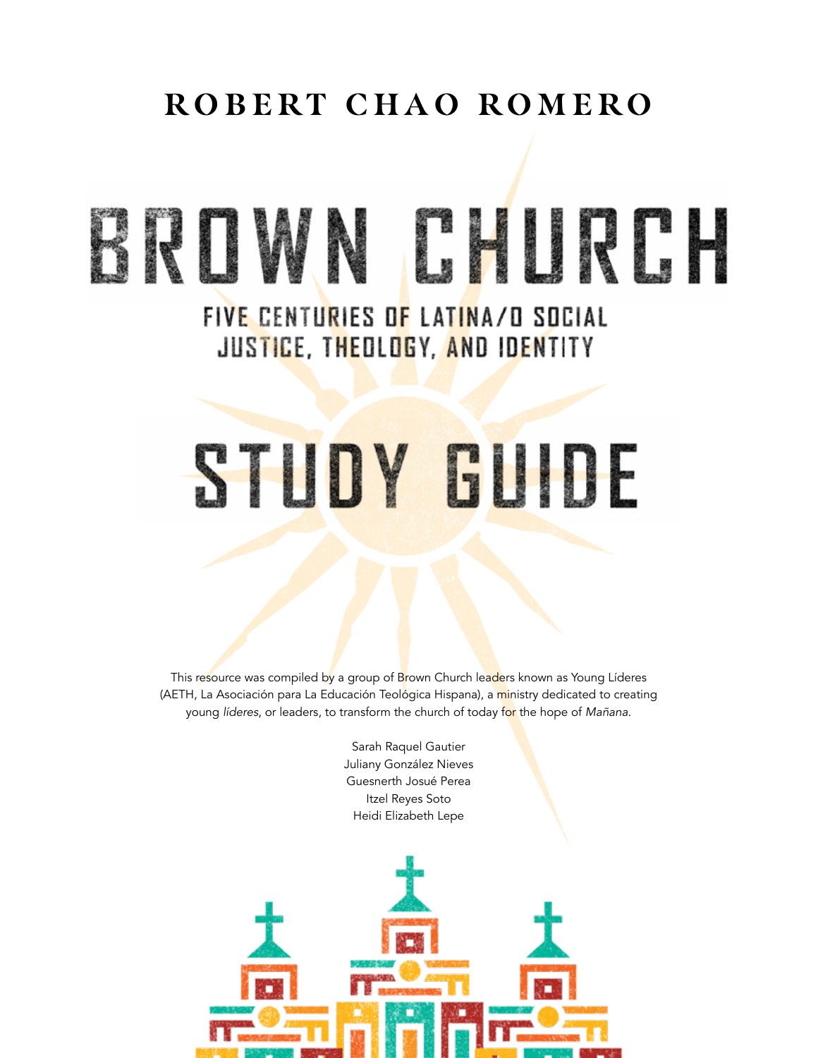**ROBERT CHAO ROMERO**

# BROWN CHURCH

## FIVE CENTURIES OF LATINA/O SOCIAL JUSTICE, THEOLOGY, AND IDENTITY

# STUDY GUIDE

This resource was compiled by a group of Brown Church leaders known as Young Líderes (AETH, La Asociación para La Educación Teológica Hispana), a ministry dedicated to creating young *líderes*, or leaders, to transform the church of today for the hope of *Mañana*.

Sarah Raquel Gautier
Juliany González Nieves
Guesnerth Josué Perea
Itzel Reyes Soto
Heidi Elizabeth Lepe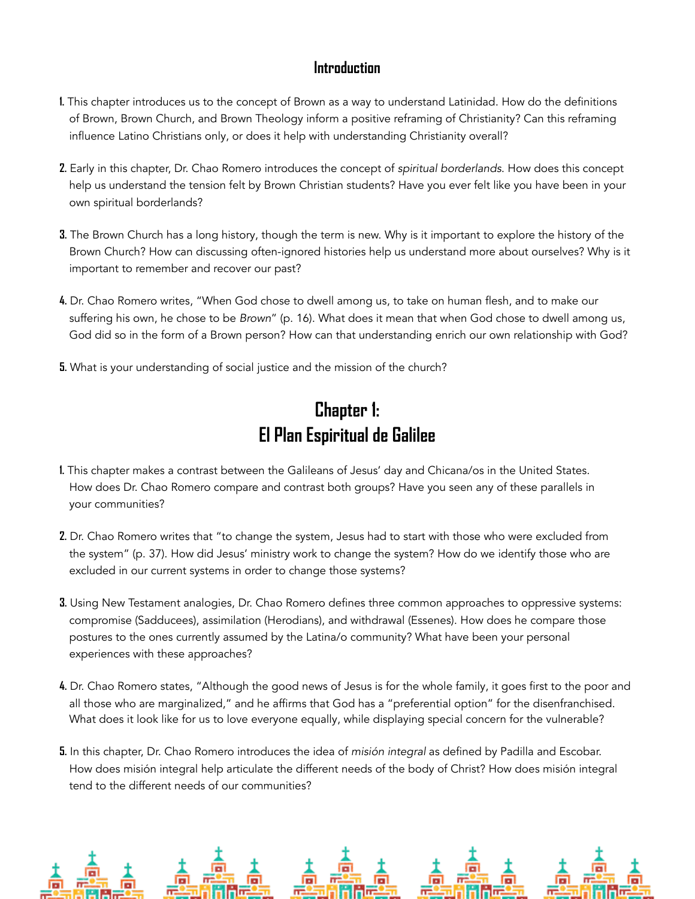## Introduction

1. This chapter introduces us to the concept of Brown as a way to understand Latinidad. How do the definitions of Brown, Brown Church, and Brown Theology inform a positive reframing of Christianity? Can this reframing influence Latino Christians only, or does it help with understanding Christianity overall?

2. Early in this chapter, Dr. Chao Romero introduces the concept of *spiritual borderlands*. How does this concept help us understand the tension felt by Brown Christian students? Have you ever felt like you have been in your own spiritual borderlands?

3. The Brown Church has a long history, though the term is new. Why is it important to explore the history of the Brown Church? How can discussing often-ignored histories help us understand more about ourselves? Why is it important to remember and recover our past?

4. Dr. Chao Romero writes, "When God chose to dwell among us, to take on human flesh, and to make our suffering his own, he chose to be *Brown*" (p. 16). What does it mean that when God chose to dwell among us, God did so in the form of a Brown person? How can that understanding enrich our own relationship with God?

5. What is your understanding of social justice and the mission of the church?

## Chapter 1: El Plan Espiritual de Galilee

1. This chapter makes a contrast between the Galileans of Jesus' day and Chicana/os in the United States. How does Dr. Chao Romero compare and contrast both groups? Have you seen any of these parallels in your communities?

2. Dr. Chao Romero writes that "to change the system, Jesus had to start with those who were excluded from the system" (p. 37). How did Jesus' ministry work to change the system? How do we identify those who are excluded in our current systems in order to change those systems?

3. Using New Testament analogies, Dr. Chao Romero defines three common approaches to oppressive systems: compromise (Sadducees), assimilation (Herodians), and withdrawal (Essenes). How does he compare those postures to the ones currently assumed by the Latina/o community? What have been your personal experiences with these approaches?

4. Dr. Chao Romero states, "Although the good news of Jesus is for the whole family, it goes first to the poor and all those who are marginalized," and he affirms that God has a "preferential option" for the disenfranchised. What does it look like for us to love everyone equally, while displaying special concern for the vulnerable?

5. In this chapter, Dr. Chao Romero introduces the idea of *misión integral* as defined by Padilla and Escobar. How does misión integral help articulate the different needs of the body of Christ? How does misión integral tend to the different needs of our communities?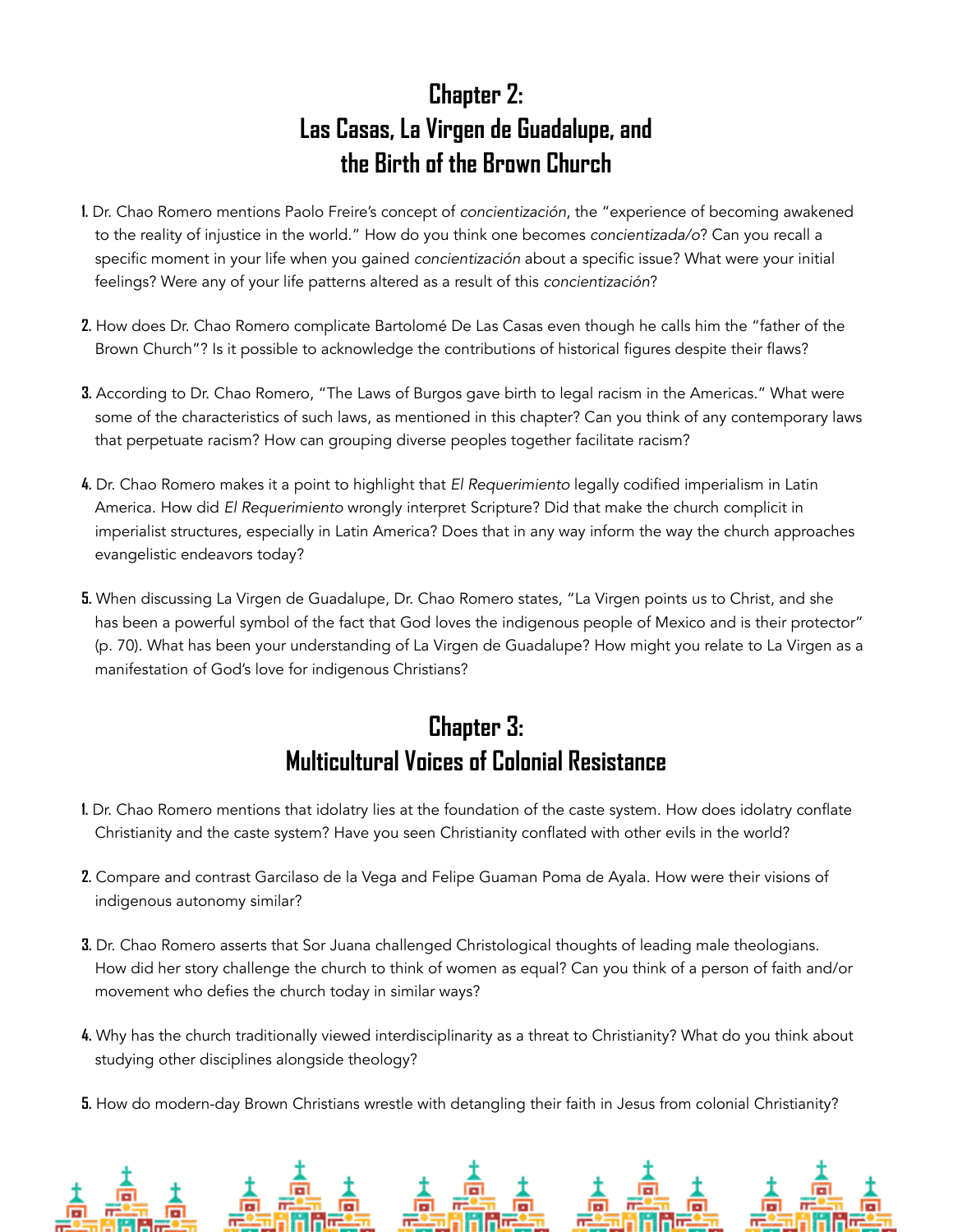## Chapter 2: Las Casas, La Virgen de Guadalupe, and the Birth of the Brown Church

1. Dr. Chao Romero mentions Paolo Freire's concept of *concientización*, the "experience of becoming awakened to the reality of injustice in the world." How do you think one becomes *concientizada/o*? Can you recall a specific moment in your life when you gained *concientización* about a specific issue? What were your initial feelings? Were any of your life patterns altered as a result of this *concientización*?

2. How does Dr. Chao Romero complicate Bartolomé De Las Casas even though he calls him the "father of the Brown Church"? Is it possible to acknowledge the contributions of historical figures despite their flaws?

3. According to Dr. Chao Romero, "The Laws of Burgos gave birth to legal racism in the Americas." What were some of the characteristics of such laws, as mentioned in this chapter? Can you think of any contemporary laws that perpetuate racism? How can grouping diverse peoples together facilitate racism?

4. Dr. Chao Romero makes it a point to highlight that *El Requerimiento* legally codified imperialism in Latin America. How did *El Requerimiento* wrongly interpret Scripture? Did that make the church complicit in imperialist structures, especially in Latin America? Does that in any way inform the way the church approaches evangelistic endeavors today?

5. When discussing La Virgen de Guadalupe, Dr. Chao Romero states, "La Virgen points us to Christ, and she has been a powerful symbol of the fact that God loves the indigenous people of Mexico and is their protector" (p. 70). What has been your understanding of La Virgen de Guadalupe? How might you relate to La Virgen as a manifestation of God's love for indigenous Christians?

## Chapter 3: Multicultural Voices of Colonial Resistance

1. Dr. Chao Romero mentions that idolatry lies at the foundation of the caste system. How does idolatry conflate Christianity and the caste system? Have you seen Christianity conflated with other evils in the world?

2. Compare and contrast Garcilaso de la Vega and Felipe Guaman Poma de Ayala. How were their visions of indigenous autonomy similar?

3. Dr. Chao Romero asserts that Sor Juana challenged Christological thoughts of leading male theologians. How did her story challenge the church to think of women as equal? Can you think of a person of faith and/or movement who defies the church today in similar ways?

4. Why has the church traditionally viewed interdisciplinarity as a threat to Christianity? What do you think about studying other disciplines alongside theology?

5. How do modern-day Brown Christians wrestle with detangling their faith in Jesus from colonial Christianity?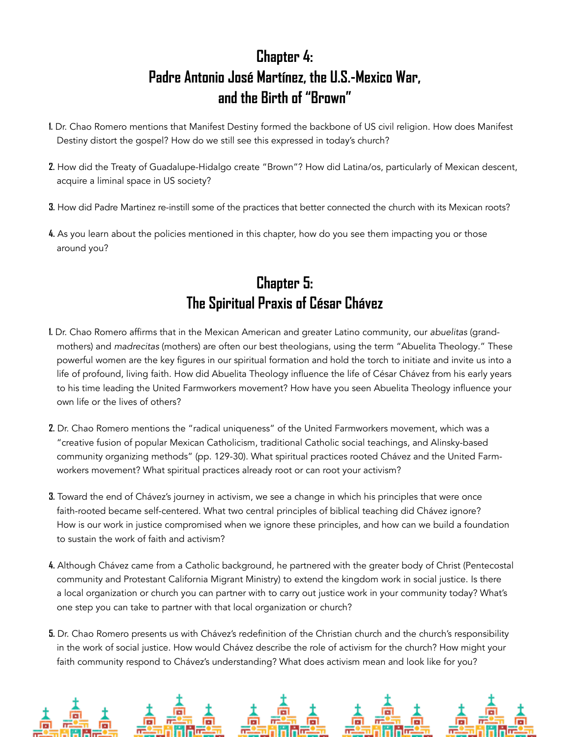## Chapter 4: Padre Antonio José Martínez, the U.S.-Mexico War, and the Birth of “Brown”

1. Dr. Chao Romero mentions that Manifest Destiny formed the backbone of US civil religion. How does Manifest Destiny distort the gospel? How do we still see this expressed in today’s church?

2. How did the Treaty of Guadalupe-Hidalgo create “Brown”? How did Latina/os, particularly of Mexican descent, acquire a liminal space in US society?

3. How did Padre Martinez re-instill some of the practices that better connected the church with its Mexican roots?

4. As you learn about the policies mentioned in this chapter, how do you see them impacting you or those around you?

## Chapter 5: The Spiritual Praxis of César Chávez

1. Dr. Chao Romero affirms that in the Mexican American and greater Latino community, our *abuelitas* (grandmothers) and *madrecitas* (mothers) are often our best theologians, using the term “Abuelita Theology.” These powerful women are the key figures in our spiritual formation and hold the torch to initiate and invite us into a life of profound, living faith. How did Abuelita Theology influence the life of César Chávez from his early years to his time leading the United Farmworkers movement? How have you seen Abuelita Theology influence your own life or the lives of others?

2. Dr. Chao Romero mentions the “radical uniqueness” of the United Farmworkers movement, which was a “creative fusion of popular Mexican Catholicism, traditional Catholic social teachings, and Alinsky-based community organizing methods” (pp. 129-30). What spiritual practices rooted Chávez and the United Farmworkers movement? What spiritual practices already root or can root your activism?

3. Toward the end of Chávez’s journey in activism, we see a change in which his principles that were once faith-rooted became self-centered. What two central principles of biblical teaching did Chávez ignore? How is our work in justice compromised when we ignore these principles, and how can we build a foundation to sustain the work of faith and activism?

4. Although Chávez came from a Catholic background, he partnered with the greater body of Christ (Pentecostal community and Protestant California Migrant Ministry) to extend the kingdom work in social justice. Is there a local organization or church you can partner with to carry out justice work in your community today? What’s one step you can take to partner with that local organization or church?

5. Dr. Chao Romero presents us with Chávez’s redefinition of the Christian church and the church’s responsibility in the work of social justice. How would Chávez describe the role of activism for the church? How might your faith community respond to Chávez’s understanding? What does activism mean and look like for you?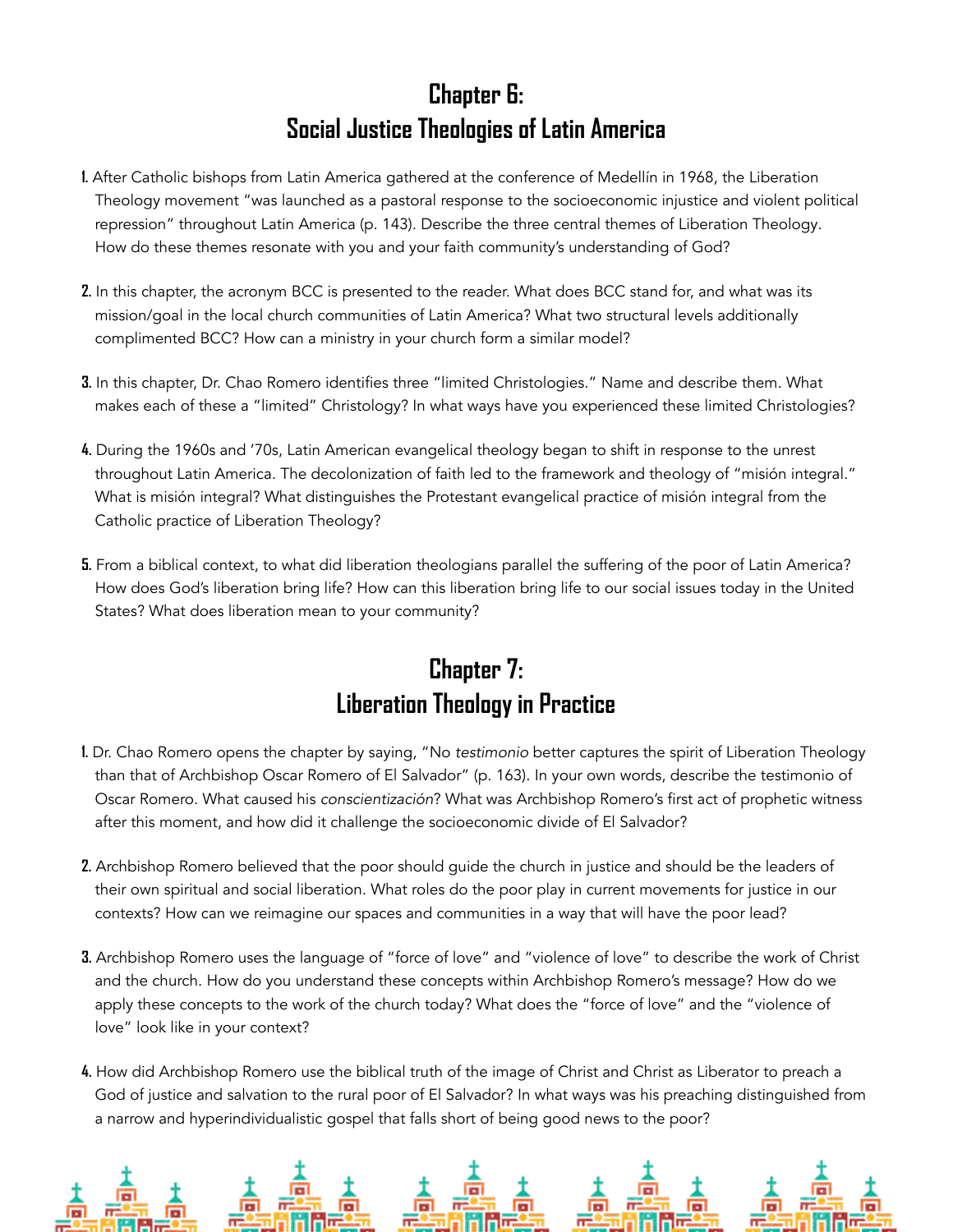## Chapter 6: Social Justice Theologies of Latin America

1. After Catholic bishops from Latin America gathered at the conference of Medellín in 1968, the Liberation Theology movement "was launched as a pastoral response to the socioeconomic injustice and violent political repression" throughout Latin America (p. 143). Describe the three central themes of Liberation Theology. How do these themes resonate with you and your faith community's understanding of God?

2. In this chapter, the acronym BCC is presented to the reader. What does BCC stand for, and what was its mission/goal in the local church communities of Latin America? What two structural levels additionally complimented BCC? How can a ministry in your church form a similar model?

3. In this chapter, Dr. Chao Romero identifies three "limited Christologies." Name and describe them. What makes each of these a "limited" Christology? In what ways have you experienced these limited Christologies?

4. During the 1960s and '70s, Latin American evangelical theology began to shift in response to the unrest throughout Latin America. The decolonization of faith led to the framework and theology of "misión integral." What is misión integral? What distinguishes the Protestant evangelical practice of misión integral from the Catholic practice of Liberation Theology?

5. From a biblical context, to what did liberation theologians parallel the suffering of the poor of Latin America? How does God's liberation bring life? How can this liberation bring life to our social issues today in the United States? What does liberation mean to your community?

## Chapter 7: Liberation Theology in Practice

1. Dr. Chao Romero opens the chapter by saying, "No *testimonio* better captures the spirit of Liberation Theology than that of Archbishop Oscar Romero of El Salvador" (p. 163). In your own words, describe the testimonio of Oscar Romero. What caused his *conscientización*? What was Archbishop Romero's first act of prophetic witness after this moment, and how did it challenge the socioeconomic divide of El Salvador?

2. Archbishop Romero believed that the poor should guide the church in justice and should be the leaders of their own spiritual and social liberation. What roles do the poor play in current movements for justice in our contexts? How can we reimagine our spaces and communities in a way that will have the poor lead?

3. Archbishop Romero uses the language of "force of love" and "violence of love" to describe the work of Christ and the church. How do you understand these concepts within Archbishop Romero's message? How do we apply these concepts to the work of the church today? What does the "force of love" and the "violence of love" look like in your context?

4. How did Archbishop Romero use the biblical truth of the image of Christ and Christ as Liberator to preach a God of justice and salvation to the rural poor of El Salvador? In what ways was his preaching distinguished from a narrow and hyperindividualistic gospel that falls short of being good news to the poor?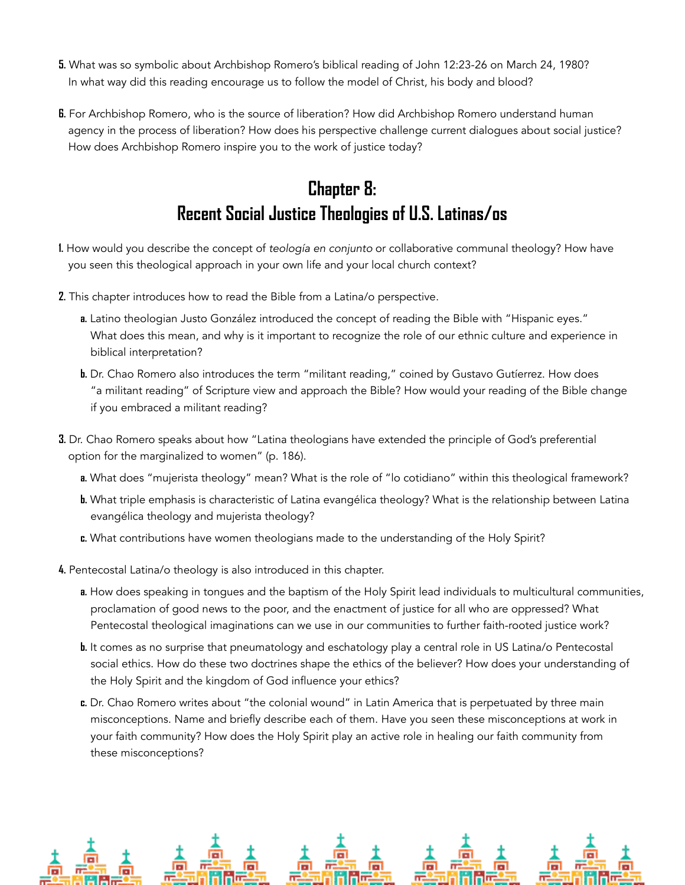5. What was so symbolic about Archbishop Romero's biblical reading of John 12:23-26 on March 24, 1980? In what way did this reading encourage us to follow the model of Christ, his body and blood?

6. For Archbishop Romero, who is the source of liberation? How did Archbishop Romero understand human agency in the process of liberation? How does his perspective challenge current dialogues about social justice? How does Archbishop Romero inspire you to the work of justice today?

## Chapter 8: Recent Social Justice Theologies of U.S. Latinas/os

1. How would you describe the concept of *teología en conjunto* or collaborative communal theology? How have you seen this theological approach in your own life and your local church context?

2. This chapter introduces how to read the Bible from a Latina/o perspective.

   a. Latino theologian Justo González introduced the concept of reading the Bible with "Hispanic eyes." What does this mean, and why is it important to recognize the role of our ethnic culture and experience in biblical interpretation?

   b. Dr. Chao Romero also introduces the term "militant reading," coined by Gustavo Gutíerrez. How does "a militant reading" of Scripture view and approach the Bible? How would your reading of the Bible change if you embraced a militant reading?

3. Dr. Chao Romero speaks about how "Latina theologians have extended the principle of God's preferential option for the marginalized to women" (p. 186).

   a. What does "mujerista theology" mean? What is the role of "lo cotidiano" within this theological framework?

   b. What triple emphasis is characteristic of Latina evangélica theology? What is the relationship between Latina evangélica theology and mujerista theology?

   c. What contributions have women theologians made to the understanding of the Holy Spirit?

4. Pentecostal Latina/o theology is also introduced in this chapter.

   a. How does speaking in tongues and the baptism of the Holy Spirit lead individuals to multicultural communities, proclamation of good news to the poor, and the enactment of justice for all who are oppressed? What Pentecostal theological imaginations can we use in our communities to further faith-rooted justice work?

   b. It comes as no surprise that pneumatology and eschatology play a central role in US Latina/o Pentecostal social ethics. How do these two doctrines shape the ethics of the believer? How does your understanding of the Holy Spirit and the kingdom of God influence your ethics?

   c. Dr. Chao Romero writes about "the colonial wound" in Latin America that is perpetuated by three main misconceptions. Name and briefly describe each of them. Have you seen these misconceptions at work in your faith community? How does the Holy Spirit play an active role in healing our faith community from these misconceptions?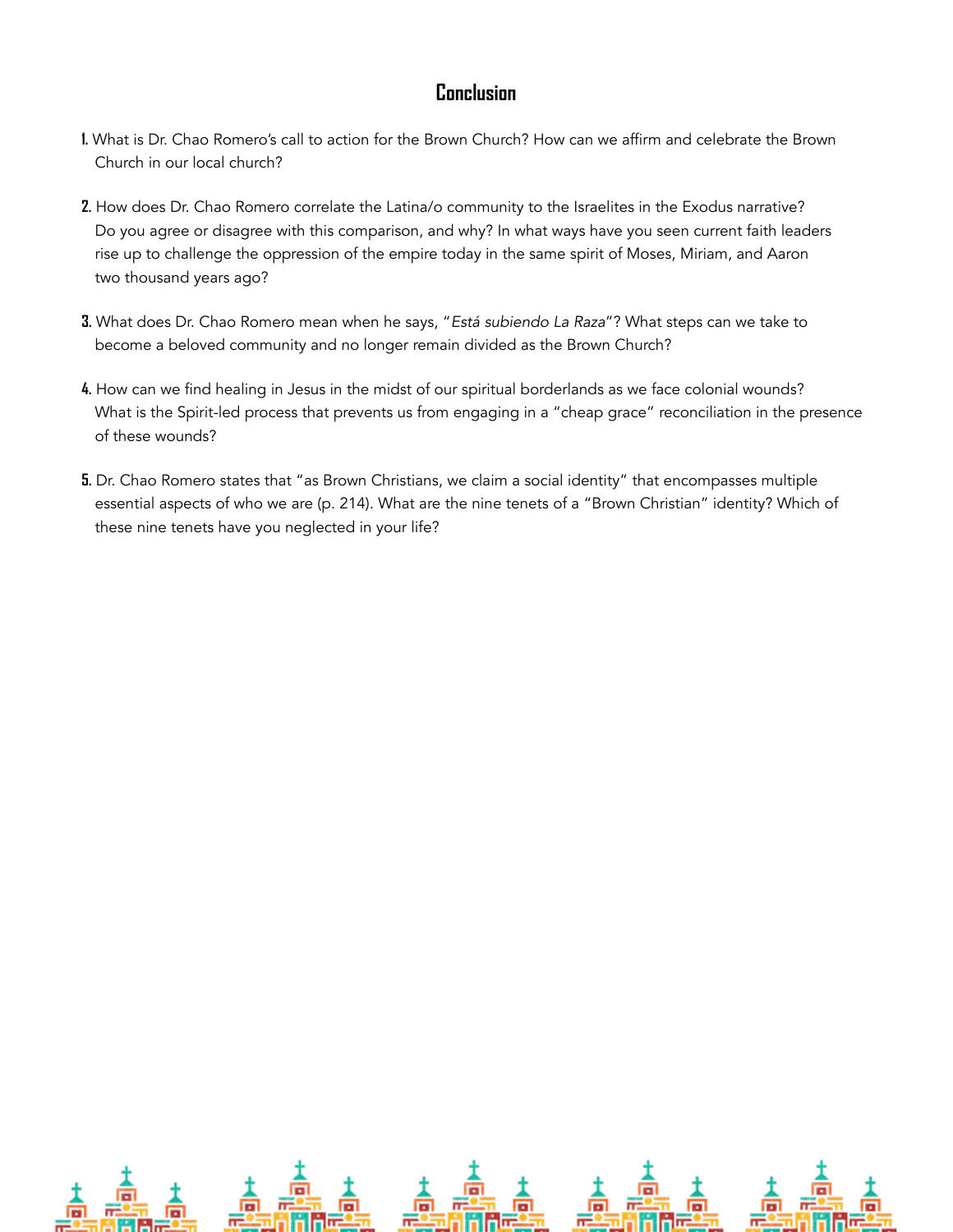## Conclusion

1. What is Dr. Chao Romero's call to action for the Brown Church? How can we affirm and celebrate the Brown Church in our local church?

2. How does Dr. Chao Romero correlate the Latina/o community to the Israelites in the Exodus narrative? Do you agree or disagree with this comparison, and why? In what ways have you seen current faith leaders rise up to challenge the oppression of the empire today in the same spirit of Moses, Miriam, and Aaron two thousand years ago?

3. What does Dr. Chao Romero mean when he says, "*Está subiendo La Raza*"? What steps can we take to become a beloved community and no longer remain divided as the Brown Church?

4. How can we find healing in Jesus in the midst of our spiritual borderlands as we face colonial wounds? What is the Spirit-led process that prevents us from engaging in a "cheap grace" reconciliation in the presence of these wounds?

5. Dr. Chao Romero states that "as Brown Christians, we claim a social identity" that encompasses multiple essential aspects of who we are (p. 214). What are the nine tenets of a "Brown Christian" identity? Which of these nine tenets have you neglected in your life?